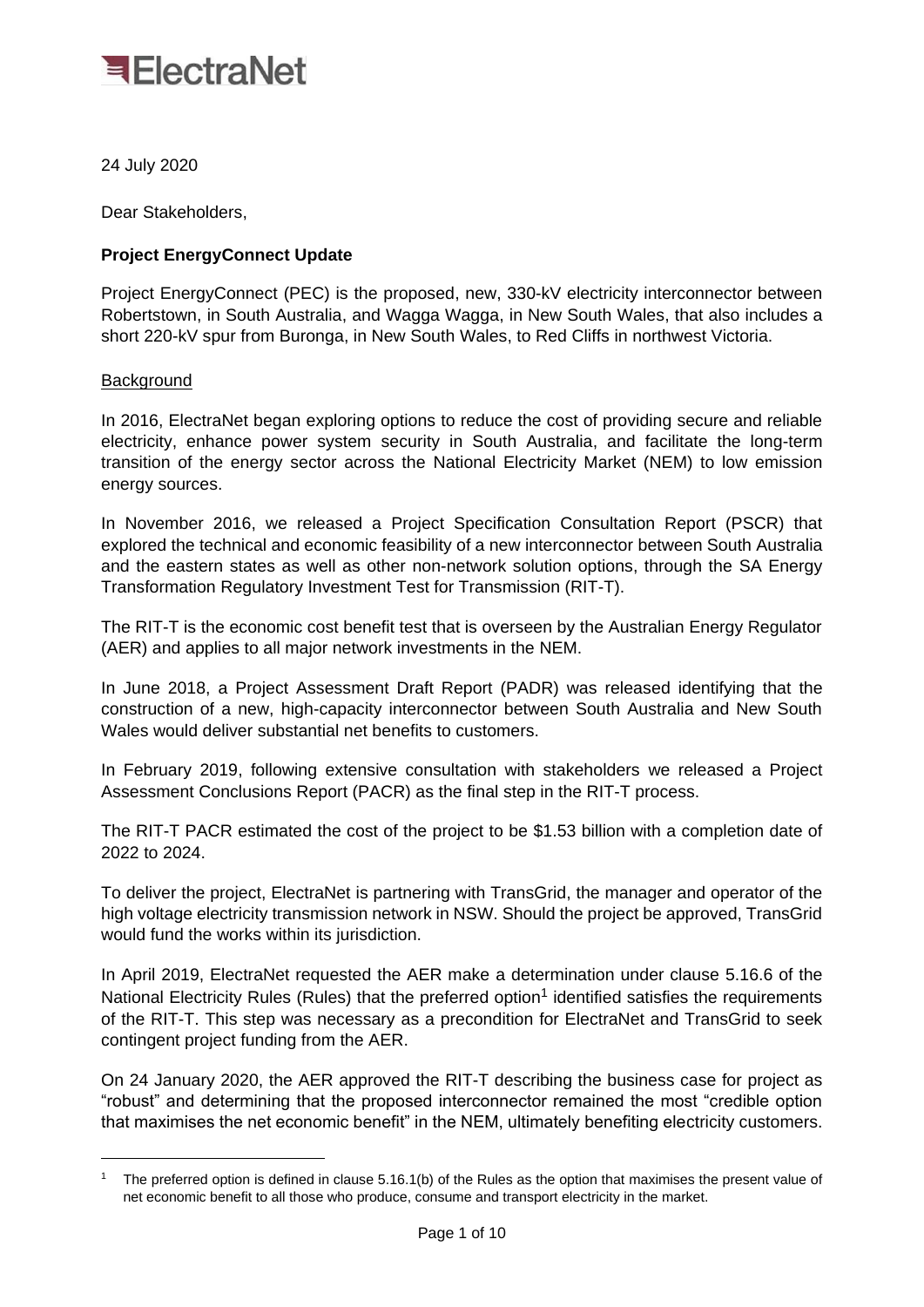ElectraNet

24 July 2020

Dear Stakeholders,

**Project EnergyConnect Update**

Project EnergyConnect (PEC) is the proposed, new, 330-kV electricity interconnector between Robertstown, in South Australia, and Wagga Wagga, in New South Wales, that also includes a short 220-kV spur from Buronga, in New South Wales, to Red Cliffs in northwest Victoria.

Background

In 2016, ElectraNet began exploring options to reduce the cost of providing secure and reliable electricity, enhance power system security in South Australia, and facilitate the long-term transition of the energy sector across the National Electricity Market (NEM) to low emission energy sources.

In November 2016, we released a Project Specification Consultation Report (PSCR) that explored the technical and economic feasibility of a new interconnector between South Australia and the eastern states as well as other non-network solution options, through the SA Energy Transformation Regulatory Investment Test for Transmission (RIT-T).

The RIT-T is the economic cost benefit test that is overseen by the Australian Energy Regulator (AER) and applies to all major network investments in the NEM.

In June 2018, a Project Assessment Draft Report (PADR) was released identifying that the construction of a new, high-capacity interconnector between South Australia and New South Wales would deliver substantial net benefits to customers.

In February 2019, following extensive consultation with stakeholders we released a Project Assessment Conclusions Report (PACR) as the final step in the RIT-T process.

The RIT-T PACR estimated the cost of the project to be $1.53 billion with a completion date of 2022 to 2024.

To deliver the project, ElectraNet is partnering with TransGrid, the manager and operator of the high voltage electricity transmission network in NSW. Should the project be approved, TransGrid would fund the works within its jurisdiction.

In April 2019, ElectraNet requested the AER make a determination under clause 5.16.6 of the National Electricity Rules (Rules) that the preferred option[1] identified satisfies the requirements of the RIT-T. This step was necessary as a precondition for ElectraNet and TransGrid to seek contingent project funding from the AER.

On 24 January 2020, the AER approved the RIT-T describing the business case for project as "robust" and determining that the proposed interconnector remained the most "credible option that maximises the net economic benefit" in the NEM, ultimately benefiting electricity customers.

---

[1] The preferred option is defined in clause 5.16.1(b) of the Rules as the option that maximises the present value of net economic benefit to all those who produce, consume and transport electricity in the market.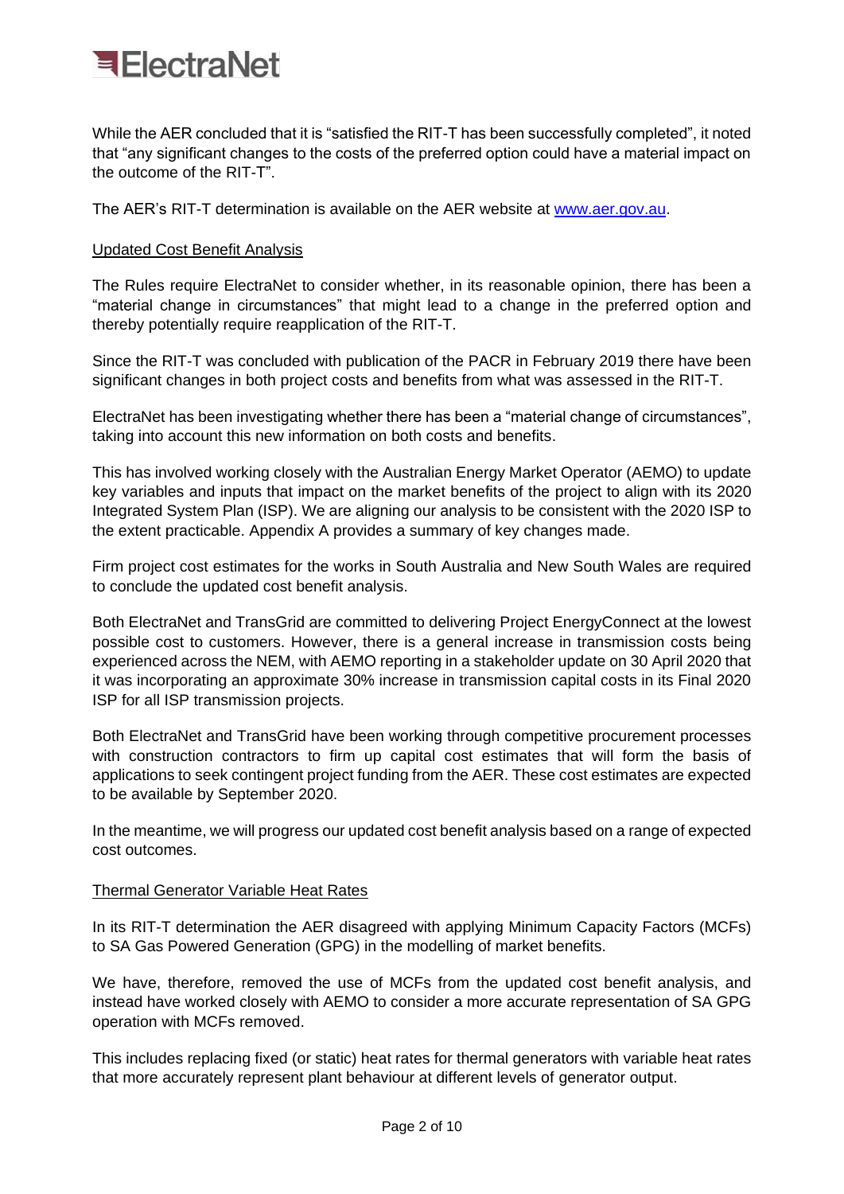While the AER concluded that it is "satisfied the RIT-T has been successfully completed", it noted that "any significant changes to the costs of the preferred option could have a material impact on the outcome of the RIT-T".

The AER's RIT-T determination is available on the AER website at [www.aer.gov.au](http://www.aer.gov.au).

## Updated Cost Benefit Analysis

The Rules require ElectraNet to consider whether, in its reasonable opinion, there has been a "material change in circumstances" that might lead to a change in the preferred option and thereby potentially require reapplication of the RIT-T.

Since the RIT-T was concluded with publication of the PACR in February 2019 there have been significant changes in both project costs and benefits from what was assessed in the RIT-T.

ElectraNet has been investigating whether there has been a "material change of circumstances", taking into account this new information on both costs and benefits.

This has involved working closely with the Australian Energy Market Operator (AEMO) to update key variables and inputs that impact on the market benefits of the project to align with its 2020 Integrated System Plan (ISP). We are aligning our analysis to be consistent with the 2020 ISP to the extent practicable. Appendix A provides a summary of key changes made.

Firm project cost estimates for the works in South Australia and New South Wales are required to conclude the updated cost benefit analysis.

Both ElectraNet and TransGrid are committed to delivering Project EnergyConnect at the lowest possible cost to customers. However, there is a general increase in transmission costs being experienced across the NEM, with AEMO reporting in a stakeholder update on 30 April 2020 that it was incorporating an approximate 30% increase in transmission capital costs in its Final 2020 ISP for all ISP transmission projects.

Both ElectraNet and TransGrid have been working through competitive procurement processes with construction contractors to firm up capital cost estimates that will form the basis of applications to seek contingent project funding from the AER. These cost estimates are expected to be available by September 2020.

In the meantime, we will progress our updated cost benefit analysis based on a range of expected cost outcomes.

## Thermal Generator Variable Heat Rates

In its RIT-T determination the AER disagreed with applying Minimum Capacity Factors (MCFs) to SA Gas Powered Generation (GPG) in the modelling of market benefits.

We have, therefore, removed the use of MCFs from the updated cost benefit analysis, and instead have worked closely with AEMO to consider a more accurate representation of SA GPG operation with MCFs removed.

This includes replacing fixed (or static) heat rates for thermal generators with variable heat rates that more accurately represent plant behaviour at different levels of generator output.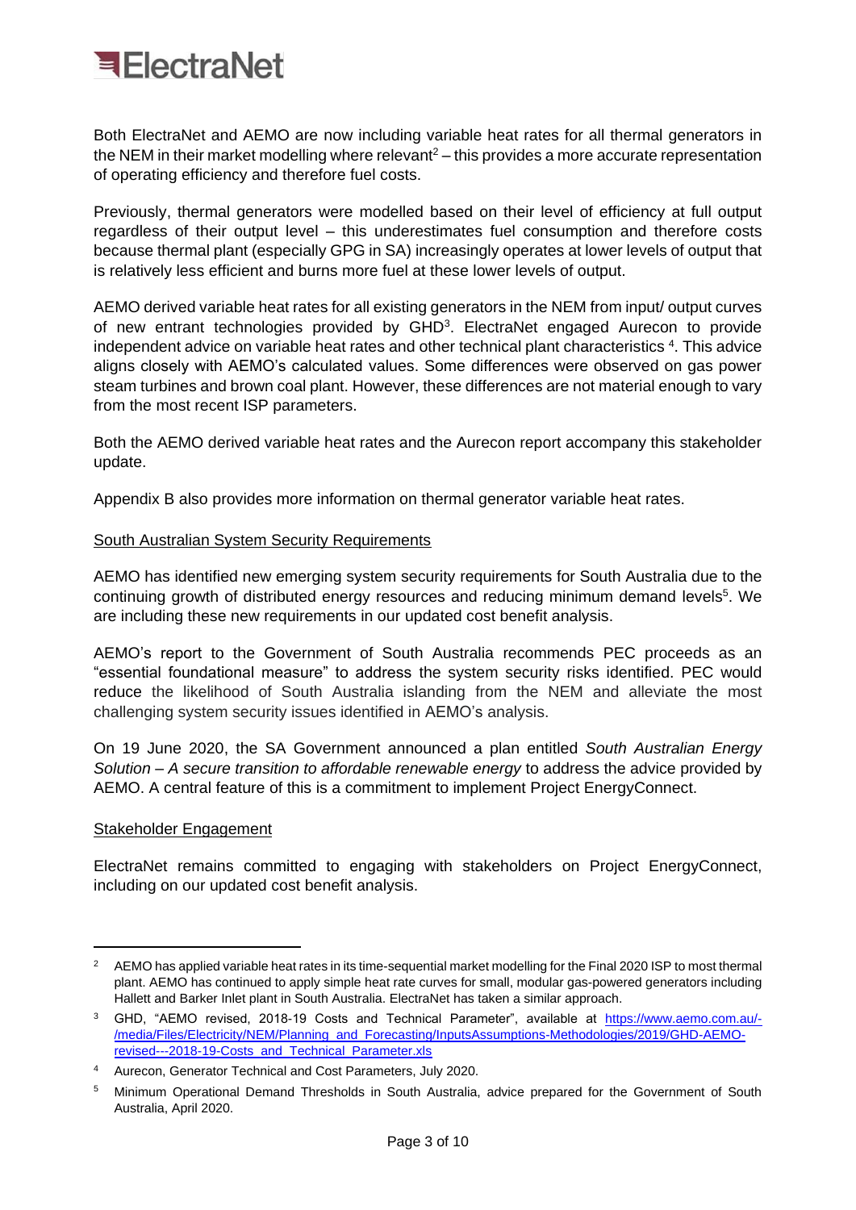Both ElectraNet and AEMO are now including variable heat rates for all thermal generators in the NEM in their market modelling where relevant[2] – this provides a more accurate representation of operating efficiency and therefore fuel costs.

Previously, thermal generators were modelled based on their level of efficiency at full output regardless of their output level – this underestimates fuel consumption and therefore costs because thermal plant (especially GPG in SA) increasingly operates at lower levels of output that is relatively less efficient and burns more fuel at these lower levels of output.

AEMO derived variable heat rates for all existing generators in the NEM from input/ output curves of new entrant technologies provided by GHD[3]. ElectraNet engaged Aurecon to provide independent advice on variable heat rates and other technical plant characteristics [4]. This advice aligns closely with AEMO's calculated values. Some differences were observed on gas power steam turbines and brown coal plant. However, these differences are not material enough to vary from the most recent ISP parameters.

Both the AEMO derived variable heat rates and the Aurecon report accompany this stakeholder update.

Appendix B also provides more information on thermal generator variable heat rates.

## South Australian System Security Requirements

AEMO has identified new emerging system security requirements for South Australia due to the continuing growth of distributed energy resources and reducing minimum demand levels[5]. We are including these new requirements in our updated cost benefit analysis.

AEMO's report to the Government of South Australia recommends PEC proceeds as an "essential foundational measure" to address the system security risks identified. PEC would reduce the likelihood of South Australia islanding from the NEM and alleviate the most challenging system security issues identified in AEMO's analysis.

On 19 June 2020, the SA Government announced a plan entitled *South Australian Energy Solution – A secure transition to affordable renewable energy* to address the advice provided by AEMO. A central feature of this is a commitment to implement Project EnergyConnect.

## Stakeholder Engagement

ElectraNet remains committed to engaging with stakeholders on Project EnergyConnect, including on our updated cost benefit analysis.

---

[2] AEMO has applied variable heat rates in its time-sequential market modelling for the Final 2020 ISP to most thermal plant. AEMO has continued to apply simple heat rate curves for small, modular gas-powered generators including Hallett and Barker Inlet plant in South Australia. ElectraNet has taken a similar approach.

[3] GHD, "AEMO revised, 2018-19 Costs and Technical Parameter", available at https://www.aemo.com.au/-/media/Files/Electricity/NEM/Planning_and_Forecasting/InputsAssumptions-Methodologies/2019/GHD-AEMO-revised---2018-19-Costs_and_Technical_Parameter.xls

[4] Aurecon, Generator Technical and Cost Parameters, July 2020.

[5] Minimum Operational Demand Thresholds in South Australia, advice prepared for the Government of South Australia, April 2020.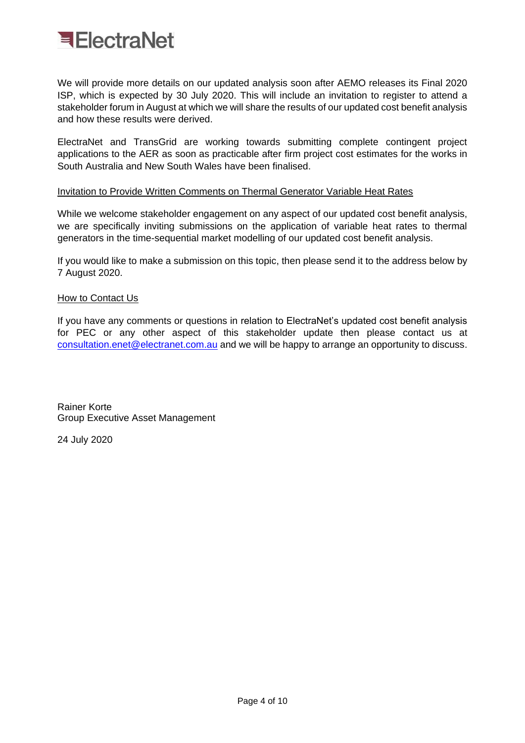We will provide more details on our updated analysis soon after AEMO releases its Final 2020 ISP, which is expected by 30 July 2020. This will include an invitation to register to attend a stakeholder forum in August at which we will share the results of our updated cost benefit analysis and how these results were derived.

ElectraNet and TransGrid are working towards submitting complete contingent project applications to the AER as soon as practicable after firm project cost estimates for the works in South Australia and New South Wales have been finalised.

## Invitation to Provide Written Comments on Thermal Generator Variable Heat Rates

While we welcome stakeholder engagement on any aspect of our updated cost benefit analysis, we are specifically inviting submissions on the application of variable heat rates to thermal generators in the time-sequential market modelling of our updated cost benefit analysis.

If you would like to make a submission on this topic, then please send it to the address below by 7 August 2020.

## How to Contact Us

If you have any comments or questions in relation to ElectraNet's updated cost benefit analysis for PEC or any other aspect of this stakeholder update then please contact us at consultation.enet@electranet.com.au and we will be happy to arrange an opportunity to discuss.

Rainer Korte
Group Executive Asset Management

24 July 2020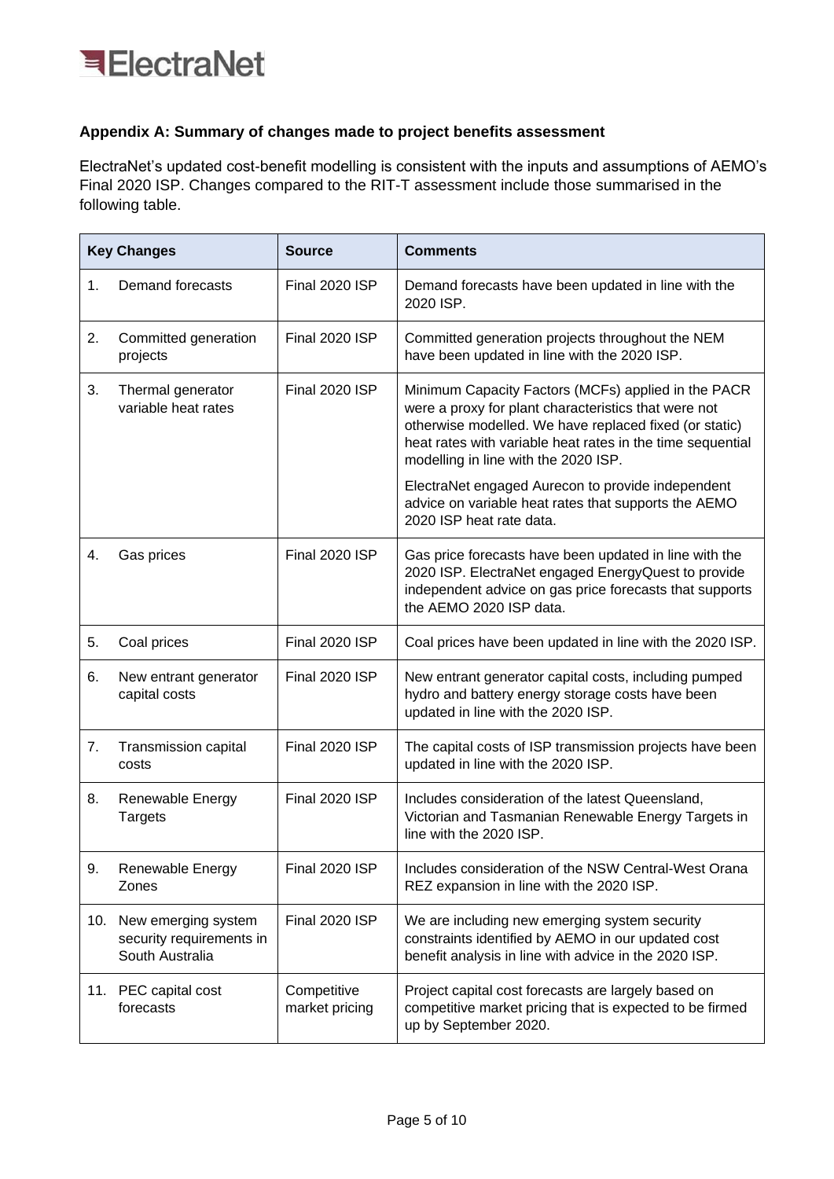## Appendix A: Summary of changes made to project benefits assessment

ElectraNet's updated cost-benefit modelling is consistent with the inputs and assumptions of AEMO's Final 2020 ISP. Changes compared to the RIT-T assessment include those summarised in the following table.

| Key Changes | Source | Comments |
|---|---|---|
| 1. Demand forecasts | Final 2020 ISP | Demand forecasts have been updated in line with the 2020 ISP. |
| 2. Committed generation projects | Final 2020 ISP | Committed generation projects throughout the NEM have been updated in line with the 2020 ISP. |
| 3. Thermal generator variable heat rates | Final 2020 ISP | Minimum Capacity Factors (MCFs) applied in the PACR were a proxy for plant characteristics that were not otherwise modelled. We have replaced fixed (or static) heat rates with variable heat rates in the time sequential modelling in line with the 2020 ISP.<br><br>ElectraNet engaged Aurecon to provide independent advice on variable heat rates that supports the AEMO 2020 ISP heat rate data. |
| 4. Gas prices | Final 2020 ISP | Gas price forecasts have been updated in line with the 2020 ISP. ElectraNet engaged EnergyQuest to provide independent advice on gas price forecasts that supports the AEMO 2020 ISP data. |
| 5. Coal prices | Final 2020 ISP | Coal prices have been updated in line with the 2020 ISP. |
| 6. New entrant generator capital costs | Final 2020 ISP | New entrant generator capital costs, including pumped hydro and battery energy storage costs have been updated in line with the 2020 ISP. |
| 7. Transmission capital costs | Final 2020 ISP | The capital costs of ISP transmission projects have been updated in line with the 2020 ISP. |
| 8. Renewable Energy Targets | Final 2020 ISP | Includes consideration of the latest Queensland, Victorian and Tasmanian Renewable Energy Targets in line with the 2020 ISP. |
| 9. Renewable Energy Zones | Final 2020 ISP | Includes consideration of the NSW Central-West Orana REZ expansion in line with the 2020 ISP. |
| 10. New emerging system security requirements in South Australia | Final 2020 ISP | We are including new emerging system security constraints identified by AEMO in our updated cost benefit analysis in line with advice in the 2020 ISP. |
| 11. PEC capital cost forecasts | Competitive market pricing | Project capital cost forecasts are largely based on competitive market pricing that is expected to be firmed up by September 2020. |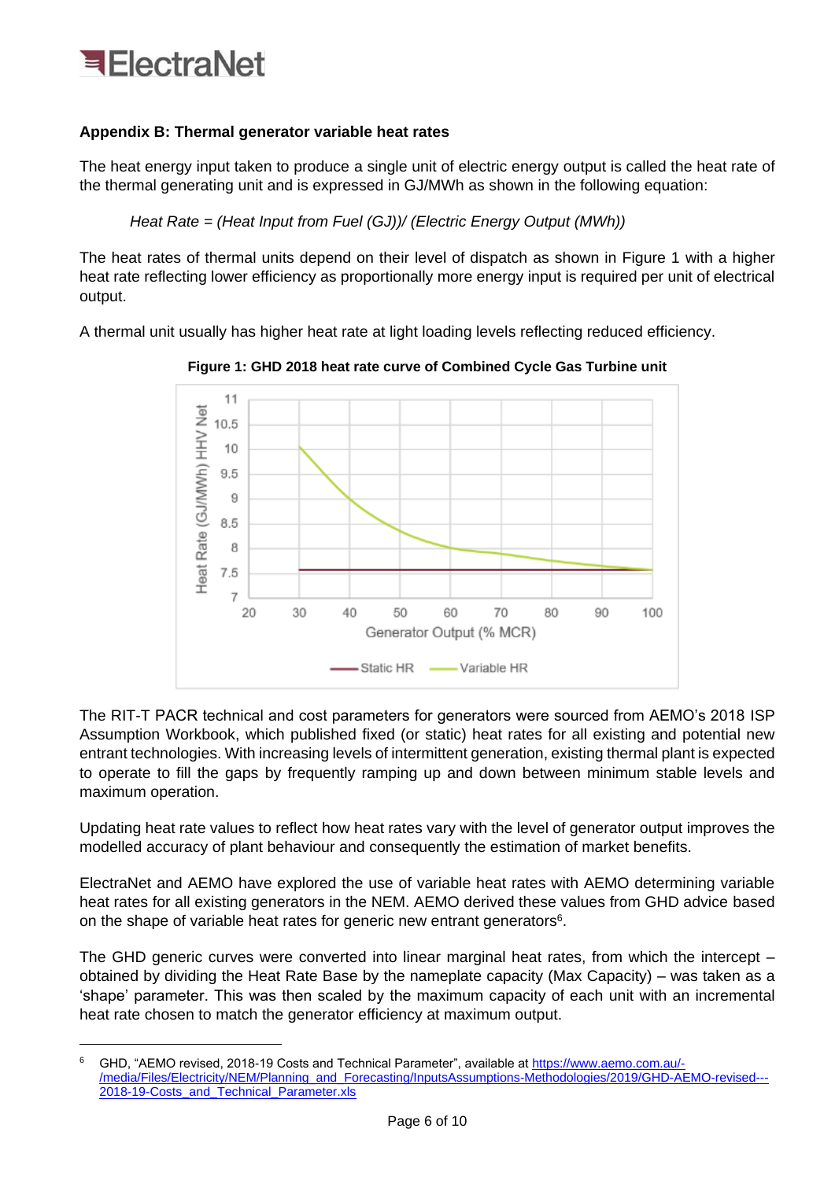## Appendix B: Thermal generator variable heat rates

The heat energy input taken to produce a single unit of electric energy output is called the heat rate of the thermal generating unit and is expressed in GJ/MWh as shown in the following equation:

*Heat Rate = (Heat Input from Fuel (GJ))/ (Electric Energy Output (MWh))*

The heat rates of thermal units depend on their level of dispatch as shown in Figure 1 with a higher heat rate reflecting lower efficiency as proportionally more energy input is required per unit of electrical output.

A thermal unit usually has higher heat rate at light loading levels reflecting reduced efficiency.

**Figure 1: GHD 2018 heat rate curve of Combined Cycle Gas Turbine unit**

The RIT-T PACR technical and cost parameters for generators were sourced from AEMO's 2018 ISP Assumption Workbook, which published fixed (or static) heat rates for all existing and potential new entrant technologies. With increasing levels of intermittent generation, existing thermal plant is expected to operate to fill the gaps by frequently ramping up and down between minimum stable levels and maximum operation.

Updating heat rate values to reflect how heat rates vary with the level of generator output improves the modelled accuracy of plant behaviour and consequently the estimation of market benefits.

ElectraNet and AEMO have explored the use of variable heat rates with AEMO determining variable heat rates for all existing generators in the NEM. AEMO derived these values from GHD advice based on the shape of variable heat rates for generic new entrant generators[6].

The GHD generic curves were converted into linear marginal heat rates, from which the intercept – obtained by dividing the Heat Rate Base by the nameplate capacity (Max Capacity) – was taken as a 'shape' parameter. This was then scaled by the maximum capacity of each unit with an incremental heat rate chosen to match the generator efficiency at maximum output.

---

[6] GHD, "AEMO revised, 2018-19 Costs and Technical Parameter", available at https://www.aemo.com.au/-/media/Files/Electricity/NEM/Planning_and_Forecasting/InputsAssumptions-Methodologies/2019/GHD-AEMO-revised---2018-19-Costs_and_Technical_Parameter.xls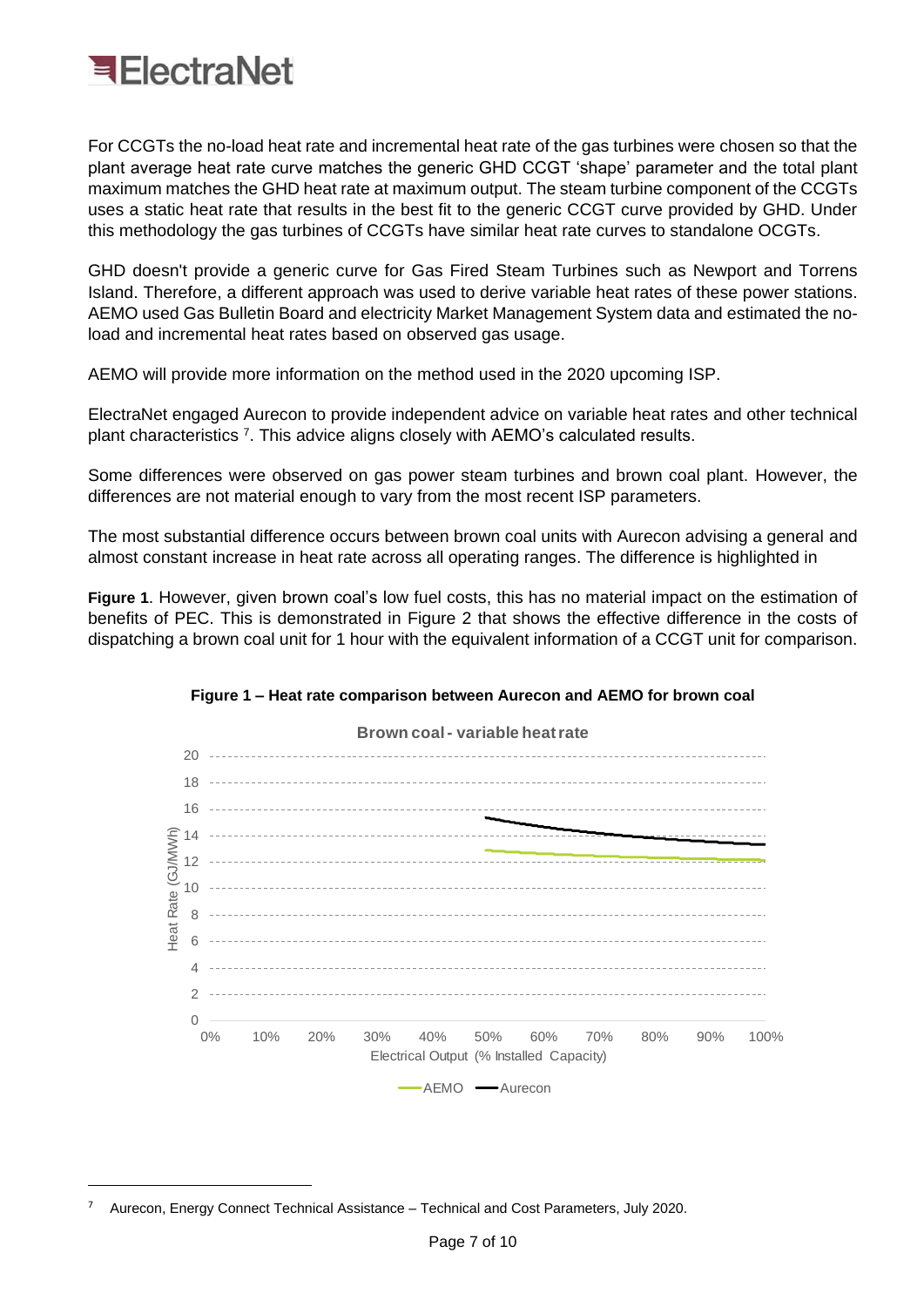For CCGTs the no-load heat rate and incremental heat rate of the gas turbines were chosen so that the plant average heat rate curve matches the generic GHD CCGT 'shape' parameter and the total plant maximum matches the GHD heat rate at maximum output. The steam turbine component of the CCGTs uses a static heat rate that results in the best fit to the generic CCGT curve provided by GHD. Under this methodology the gas turbines of CCGTs have similar heat rate curves to standalone OCGTs.

GHD doesn't provide a generic curve for Gas Fired Steam Turbines such as Newport and Torrens Island. Therefore, a different approach was used to derive variable heat rates of these power stations. AEMO used Gas Bulletin Board and electricity Market Management System data and estimated the no-load and incremental heat rates based on observed gas usage.

AEMO will provide more information on the method used in the 2020 upcoming ISP.

ElectraNet engaged Aurecon to provide independent advice on variable heat rates and other technical plant characteristics [7]. This advice aligns closely with AEMO's calculated results.

Some differences were observed on gas power steam turbines and brown coal plant. However, the differences are not material enough to vary from the most recent ISP parameters.

The most substantial difference occurs between brown coal units with Aurecon advising a general and almost constant increase in heat rate across all operating ranges. The difference is highlighted in

**Figure 1**. However, given brown coal's low fuel costs, this has no material impact on the estimation of benefits of PEC. This is demonstrated in Figure 2 that shows the effective difference in the costs of dispatching a brown coal unit for 1 hour with the equivalent information of a CCGT unit for comparison.

**Figure 1 – Heat rate comparison between Aurecon and AEMO for brown coal**

---

[7] Aurecon, Energy Connect Technical Assistance – Technical and Cost Parameters, July 2020.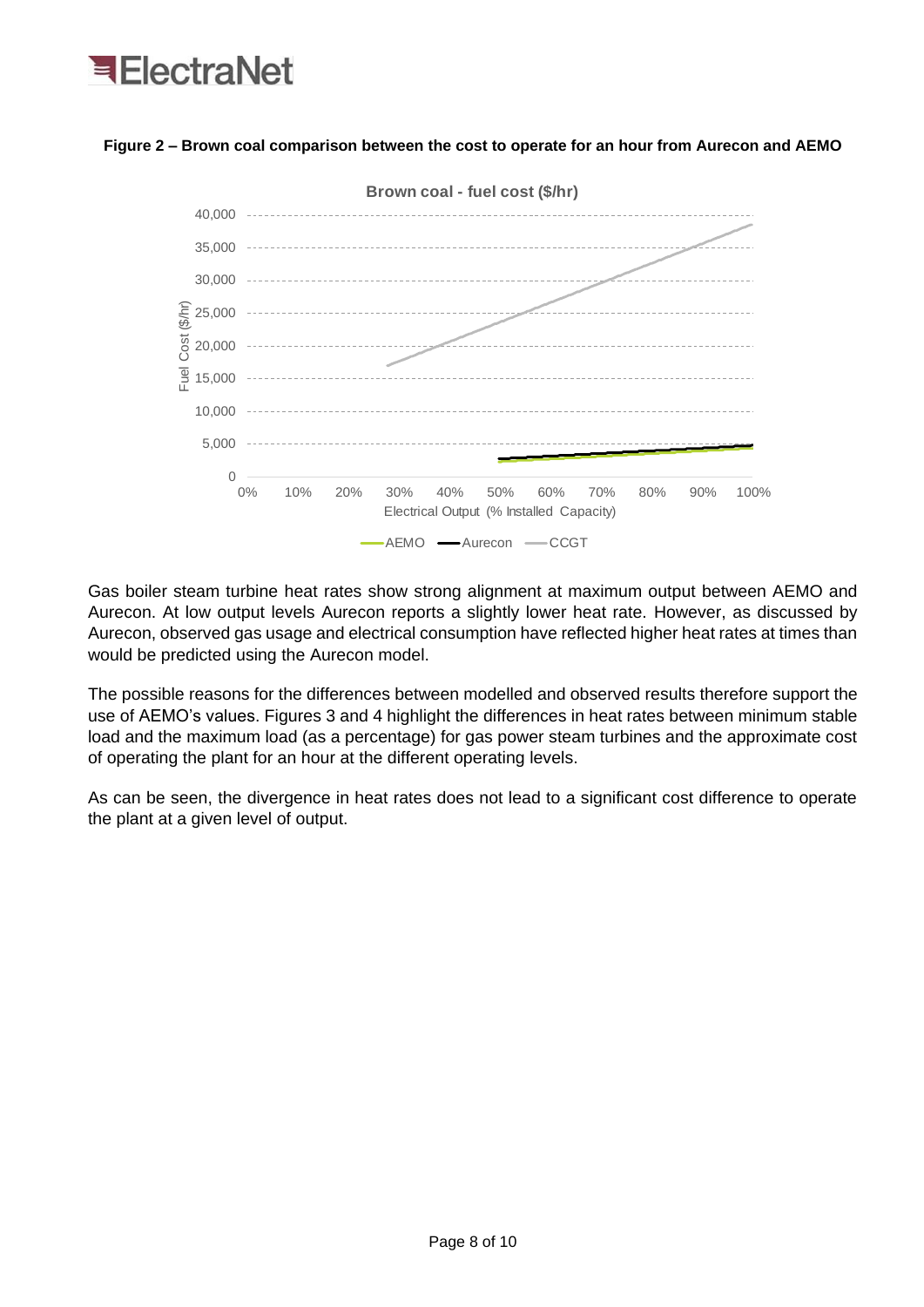**Figure 2 – Brown coal comparison between the cost to operate for an hour from Aurecon and AEMO**

Gas boiler steam turbine heat rates show strong alignment at maximum output between AEMO and Aurecon. At low output levels Aurecon reports a slightly lower heat rate. However, as discussed by Aurecon, observed gas usage and electrical consumption have reflected higher heat rates at times than would be predicted using the Aurecon model.

The possible reasons for the differences between modelled and observed results therefore support the use of AEMO's values. Figures 3 and 4 highlight the differences in heat rates between minimum stable load and the maximum load (as a percentage) for gas power steam turbines and the approximate cost of operating the plant for an hour at the different operating levels.

As can be seen, the divergence in heat rates does not lead to a significant cost difference to operate the plant at a given level of output.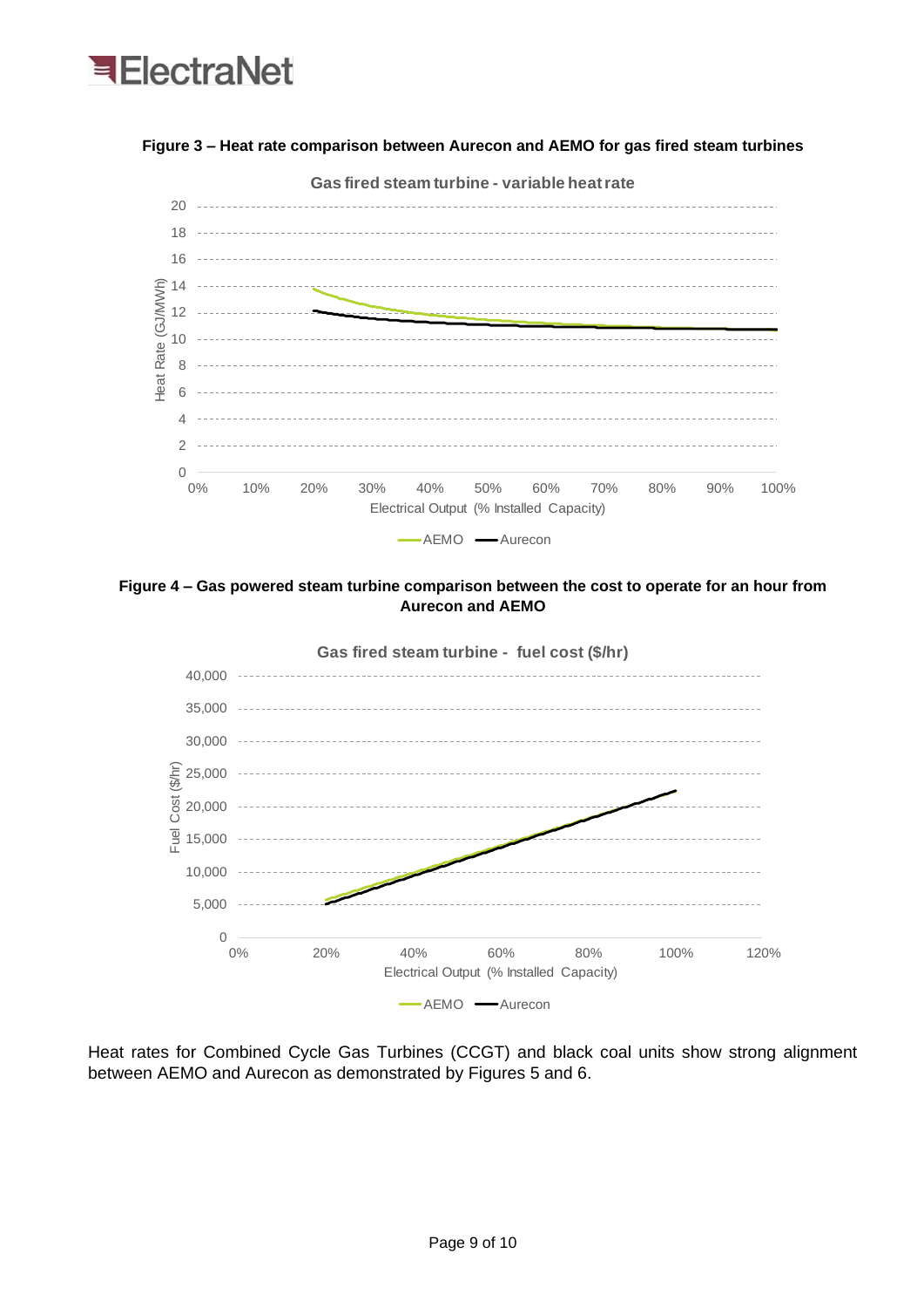**Figure 3 – Heat rate comparison between Aurecon and AEMO for gas fired steam turbines**

**Figure 4 – Gas powered steam turbine comparison between the cost to operate for an hour from Aurecon and AEMO**

Heat rates for Combined Cycle Gas Turbines (CCGT) and black coal units show strong alignment between AEMO and Aurecon as demonstrated by Figures 5 and 6.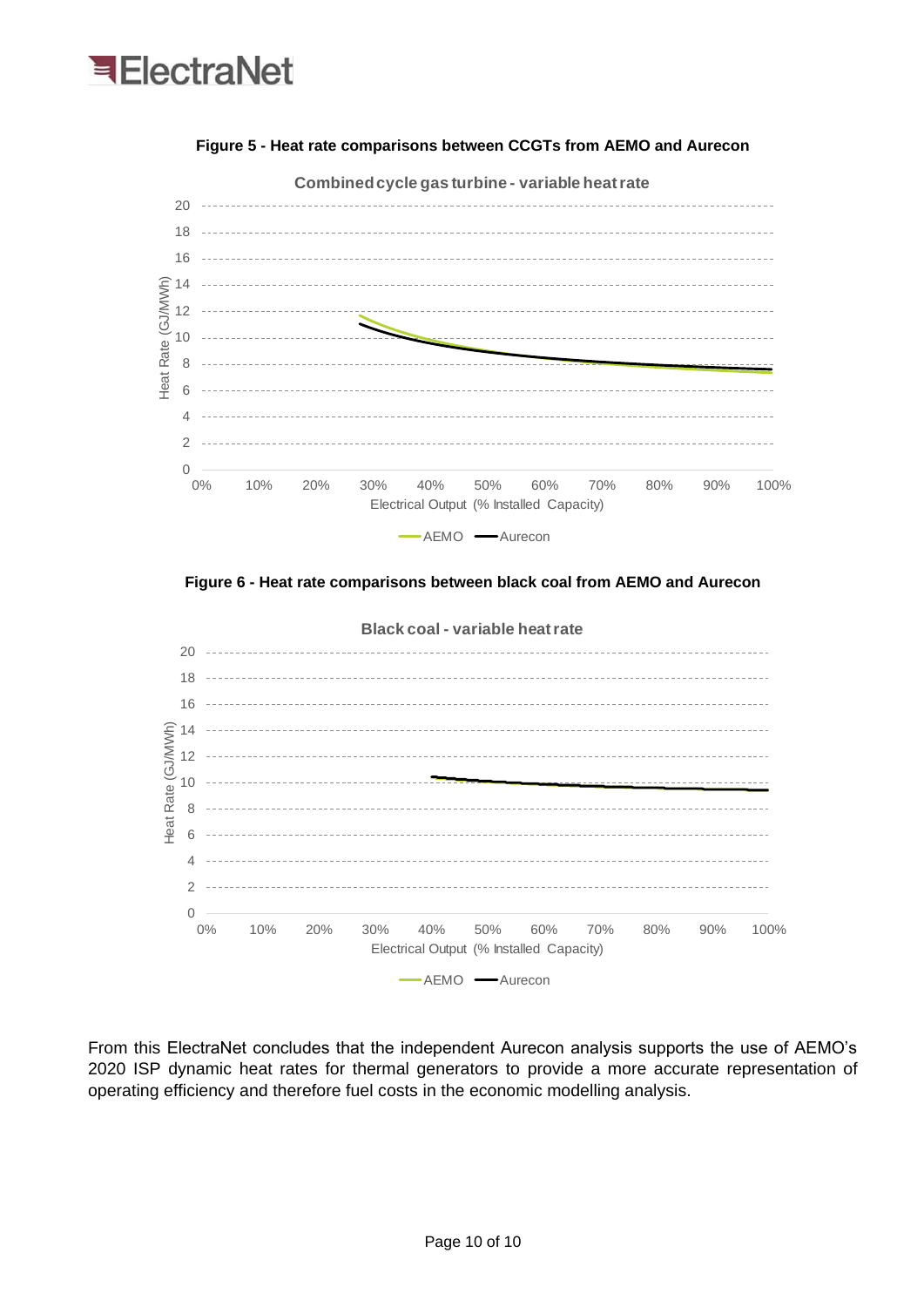**Figure 5 - Heat rate comparisons between CCGTs from AEMO and Aurecon**

Combined cycle gas turbine - variable heat rate

Heat Rate (GJ/MWh)

20
18
16
14
12
10
8
6
4
2
0

0% 10% 20% 30% 40% 50% 60% 70% 80% 90% 100%

Electrical Output (% Installed Capacity)

AEMO — Aurecon

**Figure 6 - Heat rate comparisons between black coal from AEMO and Aurecon**

Black coal - variable heat rate

Heat Rate (GJ/MWh)

20
18
16
14
12
10
8
6
4
2
0

0% 10% 20% 30% 40% 50% 60% 70% 80% 90% 100%

Electrical Output (% Installed Capacity)

AEMO — Aurecon

From this ElectraNet concludes that the independent Aurecon analysis supports the use of AEMO's 2020 ISP dynamic heat rates for thermal generators to provide a more accurate representation of operating efficiency and therefore fuel costs in the economic modelling analysis.